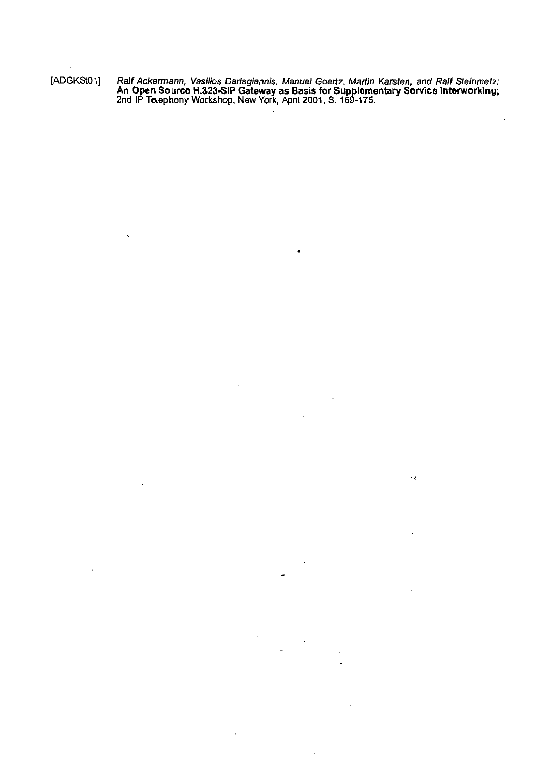[ADGKSt01] *Ralf Ackermann, Vasilios Darlagiannis, Manuel Goertz, Martin Karsten, and Ralf Steinmetz;* **An Open Source H.323-SIP Gateway as Basis for Supplementary Service Interworking;** 2nd IP Telephony Workshop, New York, April 2001, S. 169-175.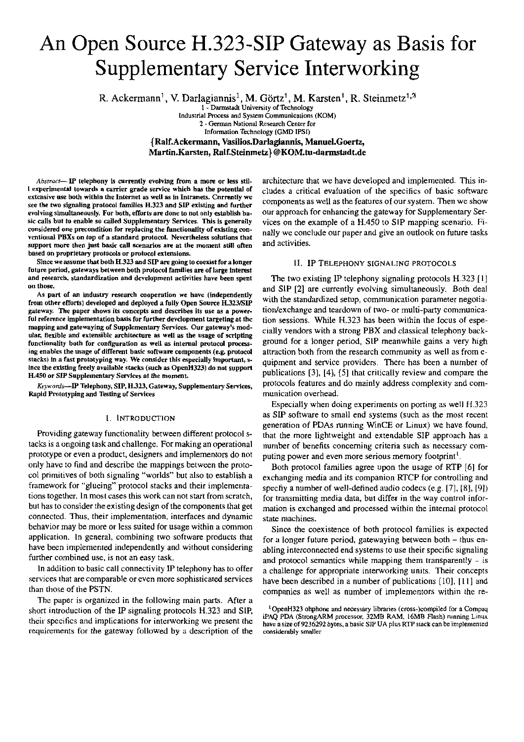# An Open Source H.323-SIP Gateway as Basis for Supplementary Service Interworking

R. Ackermann[1], V. Darlagiannis[1], M. Görtz[1], M. Karsten[1], R. Steinmetz[1,2]

1 - Darmstadt University of Technology
Industrial Process and System Communications (KOM)
2 - German National Research Center for
Information Technology (GMD IPSI)

**{Ralf.Ackermann, Vasilios.Darlagiannis, Manuel.Goertz, Martin.Karsten, Ralf.Steinmetz}@KOM.tu-darmstadt.de**

**Abstract—IP telephony is currently evolving from a more or less still experimental towards a carrier grade service which has the potential of extensive use both within the Internet as well as in Intranets. Currently we see the two signaling protocol families H.323 and SIP existing and further evolving simultaneously. For both, efforts are done to not only establish basic calls but to enable so called Supplementary Services. This is generally considered one precondition for replacing the functionality of existing conventional PBXs on top of a standard protocol. Nevertheless solutions that support more then just basic call scenarios are at the moment still often based on proprietary protocols or protocol extensions.**

**Since we assume that both H.323 and SIP are going to coexist for a longer future period, gateways between both protocol families are of large interest and research, standardization and development activities have been spent on those.**

**As part of an industry research cooperation we have (independently from other efforts) developed and deployed a fully Open Source H.323/SIP gateway. The paper shows its concepts and describes its use as a powerful reference implementation basis for further development targeting at the mapping and gatewaying of Supplementary Services. Our gateway's modular, flexible and extensible architecture as well as the usage of scripting functionality both for configuration as well as internal protocol processing enables the usage of different basic software components (e.g. protocol stacks) in a fast prototyping way. We consider this especially important, since the existing freely available stacks (such as OpenH323) do not support H.450 or SIP Supplementary Services at the moment.**

*Keywords*—**IP Telephony, SIP, H.323, Gateway, Supplementary Services, Rapid Prototyping and Testing of Services**

## I. Introduction

Providing gateway functionality between different protocol stacks is a ongoing task and challenge. For making an operational prototype or even a product, designers and implementors do not only have to find and describe the mappings between the protocol primitives of both signaling "worlds" but also to establish a framework for "glueing" protocol stacks and their implementations together. In most cases this work can not start from scratch, but has to consider the existing design of the components that get connected. Thus, their implementation, interfaces and dynamic behavior may be more or less suited for usage within a common application. In general, combining two software products that have been implemented independently and without considering further combined use, is not an easy task.

In addition to basic call connectivity IP telephony has to offer services that are comparable or even more sophisticated services than those of the PSTN.

The paper is organized in the following main parts. After a short introduction of the IP signaling protocols H.323 and SIP, their specifics and implications for interworking we present the requirements for the gateway followed by a description of the architecture that we have developed and implemented. This includes a critical evaluation of the specifics of basic software components as well as the features of our system. Then we show our approach for enhancing the gateway for Supplementary Services on the example of a H.450 to SIP mapping scenario. Finally we conclude our paper and give an outlook on future tasks and activities.

## II. IP Telephony Signaling Protocols

The two existing IP telephony signaling protocols H.323 [1] and SIP [2] are currently evolving simultaneously. Both deal with the standardized setup, communication parameter negotiation/exchange and teardown of two- or multi-party communication sessions. While H.323 has been within the focus of especially vendors with a strong PBX and classical telephony background for a longer period, SIP meanwhile gains a very high attraction both from the research community as well as from equipment and service providers. There has been a number of publications [3], [4], [5] that critically review and compare the protocols features and do mainly address complexity and communication overhead.

Especially when doing experiments on porting as well H.323 as SIP software to small end systems (such as the most recent generation of PDAs running WinCE or Linux) we have found, that the more lightweight and extendable SIP approach has a number of benefits concerning criteria such as necessary computing power and even more serious memory footprint[1].

Both protocol families agree upon the usage of RTP [6] for exchanging media and its companion RTCP for controlling and specfiy a number of well-defined audio codecs (e.g. [7], [8], [9]) for transmitting media data, but differ in the way control information is exchanged and processed within the internal protocol state machines.

Since the coexistence of both protocol families is expected for a longer future period, gatewaying between both – thus enabling interconnected end systems to use their specific signaling and protocol semantics while mapping them transparently – is a challenge for appropriate interworking units. Their concepts have been described in a number of publications [10], [11] and companies as well as number of implementors within the re-

[1] OpenH323 ohphone and necessary libraries (cross-)compiled for a Compaq iPAQ PDA (StrongARM processor, 32MB RAM, 16MB Flash) running Linux have a size of 9236292 bytes, a basic SIP UA plus RTP stack can be implemented considerably smaller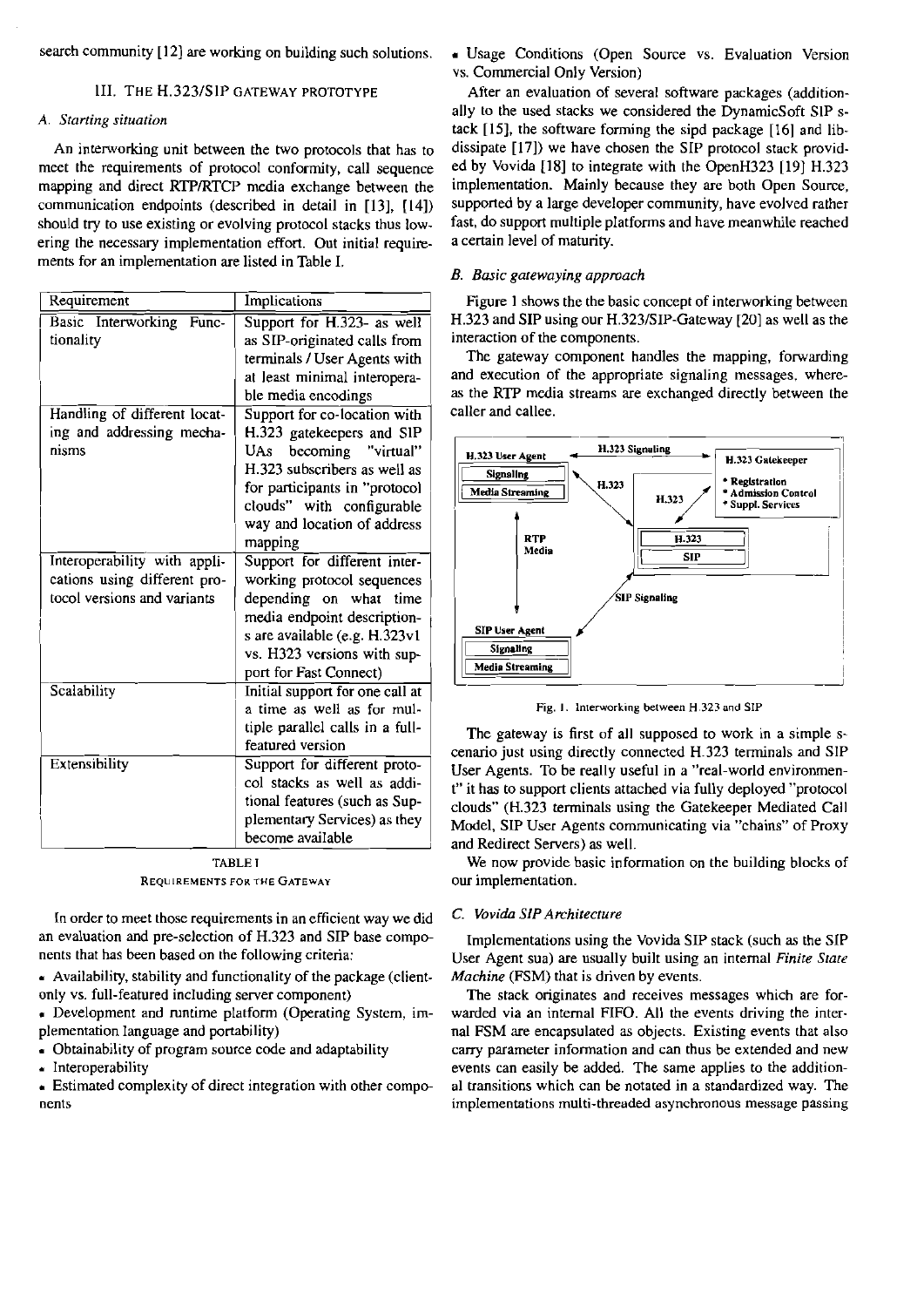search community [12] are working on building such solutions.

## III. The H.323/SIP Gateway Prototype

### A. Starting situation

An interworking unit between the two protocols that has to meet the requirements of protocol conformity, call sequence mapping and direct RTP/RTCP media exchange between the communication endpoints (described in detail in [13], [14]) should try to use existing or evolving protocol stacks thus lowering the necessary implementation effort. Out initial requirements for an implementation are listed in Table I.

| Requirement | Implications |
| --- | --- |
| Basic Interworking Functionality | Support for H.323- as well as SIP-originated calls from terminals / User Agents with at least minimal interoperable media encodings |
| Handling of different locating and addressing mechanisms | Support for co-location with H.323 gatekeepers and SIP UAs becoming "virtual" H.323 subscribers as well as for participants in "protocol clouds" with configurable way and location of address mapping |
| Interoperability with applications using different protocol versions and variants | Support for different interworking protocol sequences depending on what time media endpoint descriptions are available (e.g. H.323v1 vs. H323 versions with support for Fast Connect) |
| Scalability | Initial support for one call at a time as well as for multiple parallel calls in a full-featured version |
| Extensibility | Support for different protocol stacks as well as additional features (such as Supplementary Services) as they become available |

TABLE I

Requirements for the Gateway

In order to meet those requirements in an efficient way we did an evaluation and pre-selection of H.323 and SIP base components that has been based on the following criteria:

- Availability, stability and functionality of the package (client-only vs. full-featured including server component)
- Development and runtime platform (Operating System, implementation language and portability)
- Obtainability of program source code and adaptability
- Interoperability
- Estimated complexity of direct integration with other components
- Usage Conditions (Open Source vs. Evaluation Version vs. Commercial Only Version)

After an evaluation of several software packages (additionally to the used stacks we considered the DynamicSoft SIP stack [15], the software forming the sipd package [16] and libdissipate [17]) we have chosen the SIP protocol stack provided by Vovida [18] to integrate with the OpenH323 [19] H.323 implementation. Mainly because they are both Open Source, supported by a large developer community, have evolved rather fast, do support multiple platforms and have meanwhile reached a certain level of maturity.

### B. Basic gatewaying approach

Figure 1 shows the the basic concept of interworking between H.323 and SIP using our H.323/SIP-Gateway [20] as well as the interaction of the components.

The gateway component handles the mapping, forwarding and execution of the appropriate signaling messages, whereas the RTP media streams are exchanged directly between the caller and callee.

Fig. 1. Interworking between H.323 and SIP

The gateway is first of all supposed to work in a simple scenario just using directly connected H.323 terminals and SIP User Agents. To be really useful in a "real-world environment" it has to support clients attached via fully deployed "protocol clouds" (H.323 terminals using the Gatekeeper Mediated Call Model, SIP User Agents communicating via "chains" of Proxy and Redirect Servers) as well.

We now provide basic information on the building blocks of our implementation.

### C. Vovida SIP Architecture

Implementations using the Vovida SIP stack (such as the SIP User Agent sua) are usually built using an internal *Finite State Machine* (FSM) that is driven by events.

The stack originates and receives messages which are forwarded via an internal FIFO. All the events driving the internal FSM are encapsulated as objects. Existing events that also carry parameter information and can thus be extended and new events can easily be added. The same applies to the additional transitions which can be notated in a standardized way. The implementations multi-threaded asynchronous message passing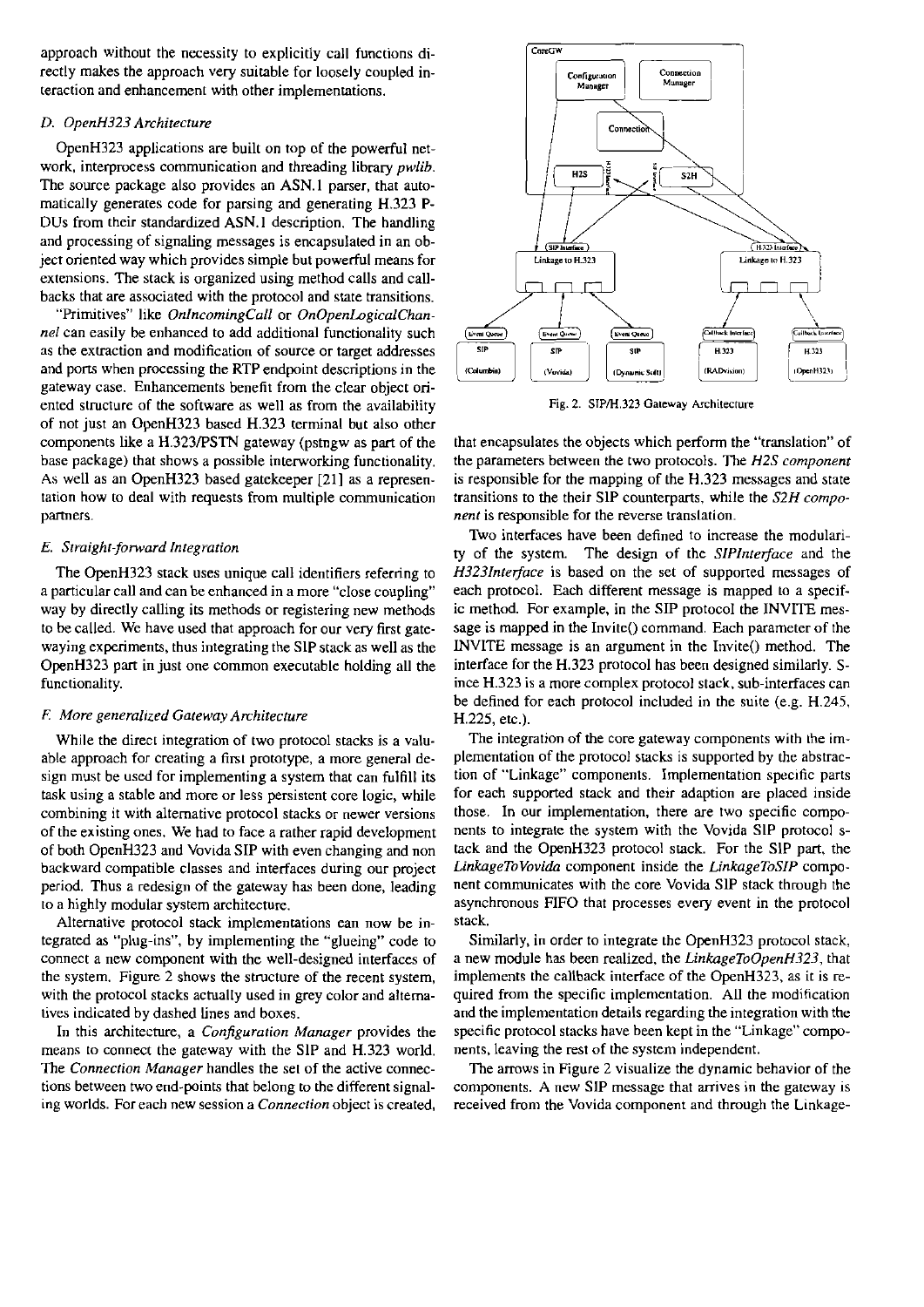approach without the necessity to explicitly call functions directly makes the approach very suitable for loosely coupled interaction and enhancement with other implementations.

### D. OpenH323 Architecture

OpenH323 applications are built on top of the powerful network, interprocess communication and threading library *pwlib*. The source package also provides an ASN.1 parser, that automatically generates code for parsing and generating H.323 PDUs from their standardized ASN.1 description. The handling and processing of signaling messages is encapsulated in an object oriented way which provides simple but powerful means for extensions. The stack is organized using method calls and callbacks that are associated with the protocol and state transitions.

"Primitives" like *OnIncomingCall* or *OnOpenLogicalChannel* can easily be enhanced to add additional functionality such as the extraction and modification of source or target addresses and ports when processing the RTP endpoint descriptions in the gateway case. Enhancements benefit from the clear object oriented structure of the software as well as from the availability of not just an OpenH323 based H.323 terminal but also other components like a H.323/PSTN gateway (pstngw as part of the base package) that shows a possible interworking functionality. As well as an OpenH323 based gatekeeper [21] as a representation how to deal with requests from multiple communication partners.

### E. Straight-forward Integration

The OpenH323 stack uses unique call identifiers referring to a particular call and can be enhanced in a more "close coupling" way by directly calling its methods or registering new methods to be called. We have used that approach for our very first gatewaying experiments, thus integrating the SIP stack as well as the OpenH323 part in just one common executable holding all the functionality.

### F. More generalized Gateway Architecture

While the direct integration of two protocol stacks is a valuable approach for creating a first prototype, a more general design must be used for implementing a system that can fulfill its task using a stable and more or less persistent core logic, while combining it with alternative protocol stacks or newer versions of the existing ones. We had to face a rather rapid development of both OpenH323 and Vovida SIP with even changing and non backward compatible classes and interfaces during our project period. Thus a redesign of the gateway has been done, leading to a highly modular system architecture.

Alternative protocol stack implementations can now be integrated as "plug-ins", by implementing the "glueing" code to connect a new component with the well-designed interfaces of the system. Figure 2 shows the structure of the recent system, with the protocol stacks actually used in grey color and alternatives indicated by dashed lines and boxes.

In this architecture, a *Configuration Manager* provides the means to connect the gateway with the SIP and H.323 world. The *Connection Manager* handles the set of the active connections between two end-points that belong to the different signaling worlds. For each new session a *Connection* object is created, that encapsulates the objects which perform the "translation" of the parameters between the two protocols. The *H2S component* is responsible for the mapping of the H.323 messages and state transitions to the their SIP counterparts, while the *S2H component* is responsible for the reverse translation.

Fig. 2. SIP/H.323 Gateway Architecture

Two interfaces have been defined to increase the modularity of the system. The design of the *SIPInterface* and the *H323Interface* is based on the set of supported messages of each protocol. Each different message is mapped to a specific method. For example, in the SIP protocol the INVITE message is mapped in the Invite() command. Each parameter of the INVITE message is an argument in the Invite() method. The interface for the H.323 protocol has been designed similarly. Since H.323 is a more complex protocol stack, sub-interfaces can be defined for each protocol included in the suite (e.g. H.245, H.225, etc.).

The integration of the core gateway components with the implementation of the protocol stacks is supported by the abstraction of "Linkage" components. Implementation specific parts for each supported stack and their adaption are placed inside those. In our implementation, there are two specific components to integrate the system with the Vovida SIP protocol stack and the OpenH323 protocol stack. For the SIP part, the *LinkageToVovida* component inside the *LinkageToSIP* component communicates with the core Vovida SIP stack through the asynchronous FIFO that processes every event in the protocol stack.

Similarly, in order to integrate the OpenH323 protocol stack, a new module has been realized, the *LinkageToOpenH323*, that implements the callback interface of the OpenH323, as it is required from the specific implementation. All the modification and the implementation details regarding the integration with the specific protocol stacks have been kept in the "Linkage" components, leaving the rest of the system independent.

The arrows in Figure 2 visualize the dynamic behavior of the components. A new SIP message that arrives in the gateway is received from the Vovida component and through the Linkage-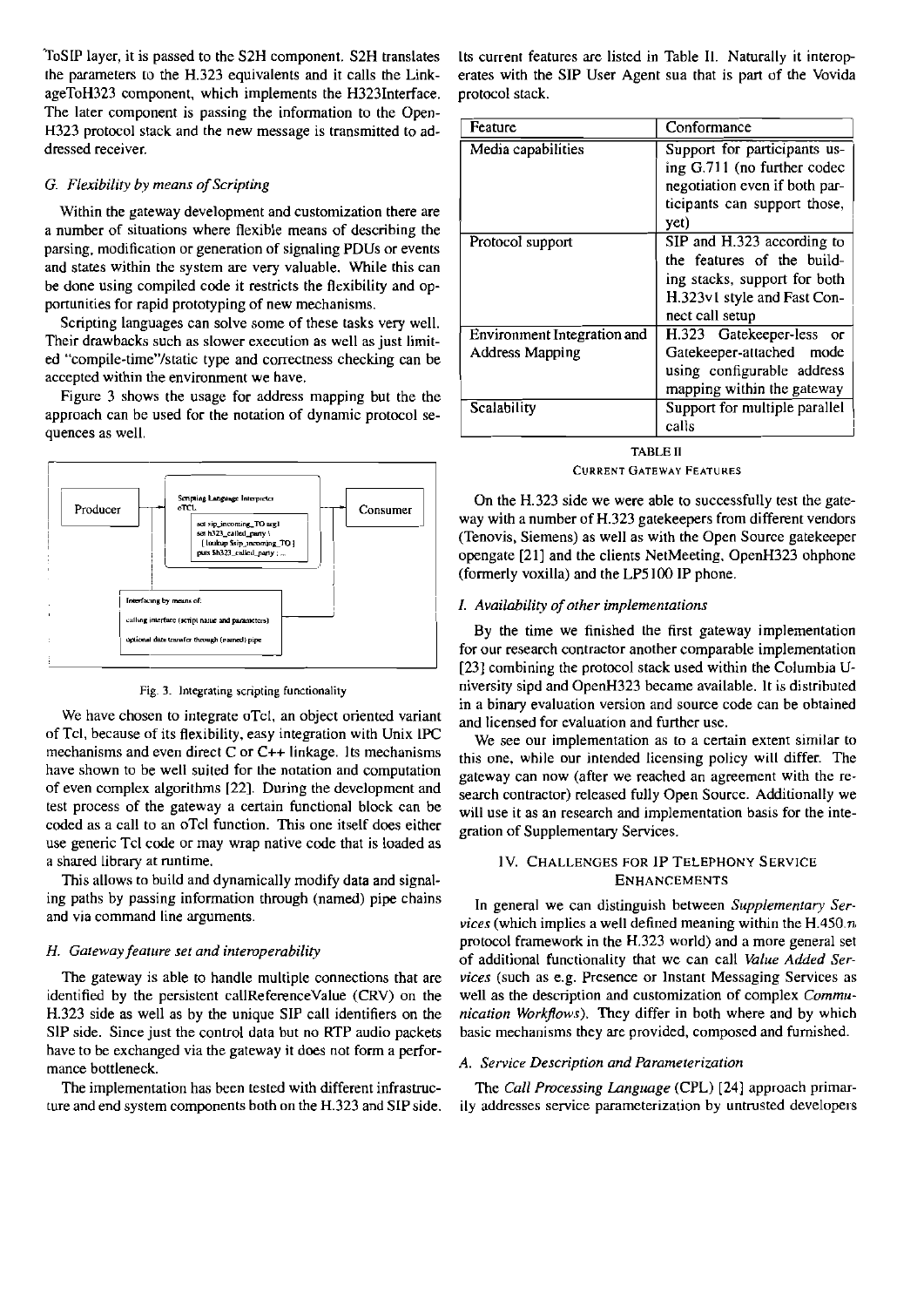ToSIP layer, it is passed to the S2H component. S2H translates the parameters to the H.323 equivalents and it calls the LinkageToH323 component, which implements the H323Interface. The later component is passing the information to the OpenH323 protocol stack and the new message is transmitted to addressed receiver.

### *G. Flexibility by means of Scripting*

Within the gateway development and customization there are a number of situations where flexible means of describing the parsing, modification or generation of signaling PDUs or events and states within the system are very valuable. While this can be done using compiled code it restricts the flexibility and opportunities for rapid prototyping of new mechanisms.

Scripting languages can solve some of these tasks very well. Their drawbacks such as slower execution as well as just limited "compile-time"/static type and correctness checking can be accepted within the environment we have.

Figure 3 shows the usage for address mapping but the the approach can be used for the notation of dynamic protocol sequences as well.

Fig. 3. Integrating scripting functionality

We have chosen to integrate oTcl, an object oriented variant of Tcl, because of its flexibility, easy integration with Unix IPC mechanisms and even direct C or C++ linkage. Its mechanisms have shown to be well suited for the notation and computation of even complex algorithms [22]. During the development and test process of the gateway a certain functional block can be coded as a call to an oTcl function. This one itself does either use generic Tcl code or may wrap native code that is loaded as a shared library at runtime.

This allows to build and dynamically modify data and signaling paths by passing information through (named) pipe chains and via command line arguments.

### *H. Gateway feature set and interoperability*

The gateway is able to handle multiple connections that are identified by the persistent callReferenceValue (CRV) on the H.323 side as well as by the unique SIP call identifiers on the SIP side. Since just the control data but no RTP audio packets have to be exchanged via the gateway it does not form a performance bottleneck.

The implementation has been tested with different infrastructure and end system components both on the H.323 and SIP side. Its current features are listed in Table II. Naturally it interoperates with the SIP User Agent sua that is part of the Vovida protocol stack.

| Feature | Conformance |
| --- | --- |
| Media capabilities | Support for participants using G.711 (no further codec negotiation even if both participants can support those, yet) |
| Protocol support | SIP and H.323 according to the features of the building stacks, support for both H.323v1 style and Fast Connect call setup |
| Environment Integration and Address Mapping | H.323 Gatekeeper-less or Gatekeeper-attached mode using configurable address mapping within the gateway |
| Scalability | Support for multiple parallel calls |

TABLE II
CURRENT GATEWAY FEATURES

On the H.323 side we were able to successfully test the gateway with a number of H.323 gatekeepers from different vendors (Tenovis, Siemens) as well as with the Open Source gatekeeper opengate [21] and the clients NetMeeting, OpenH323 ohphone (formerly voxilla) and the LP5100 IP phone.

### *I. Availability of other implementations*

By the time we finished the first gateway implementation for our research contractor another comparable implementation [23] combining the protocol stack used within the Columbia University sipd and OpenH323 became available. It is distributed in a binary evaluation version and source code can be obtained and licensed for evaluation and further use.

We see our implementation as to a certain extent similar to this one, while our intended licensing policy will differ. The gateway can now (after we reached an agreement with the research contractor) released fully Open Source. Additionally we will use it as an research and implementation basis for the integration of Supplementary Services.

## IV. CHALLENGES FOR IP TELEPHONY SERVICE ENHANCEMENTS

In general we can distinguish between *Supplementary Services* (which implies a well defined meaning within the H.450.n protocol framework in the H.323 world) and a more general set of additional functionality that we can call *Value Added Services* (such as e.g. Presence or Instant Messaging Services as well as the description and customization of complex *Communication Workflows*). They differ in both where and by which basic mechanisms they are provided, composed and furnished.

### *A. Service Description and Parameterization*

The *Call Processing Language* (CPL) [24] approach primarily addresses service parameterization by untrusted developers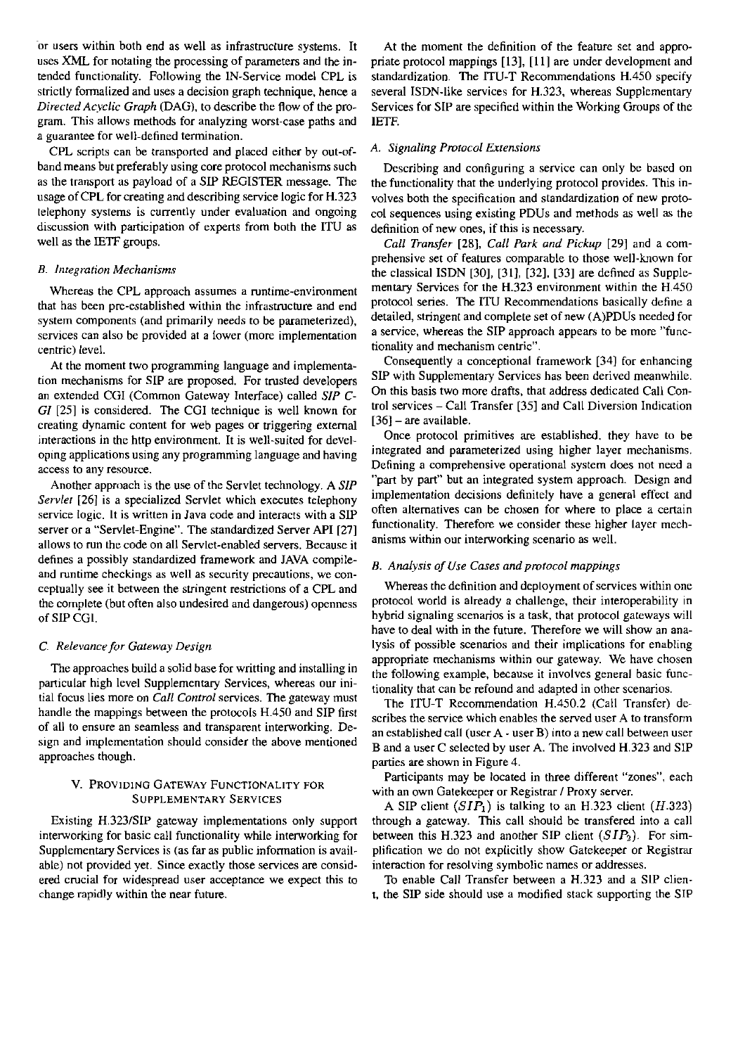or users within both end as well as infrastructure systems. It uses XML for notating the processing of parameters and the intended functionality. Following the IN-Service model CPL is strictly formalized and uses a decision graph technique, hence a *Directed Acyclic Graph* (DAG), to describe the flow of the program. This allows methods for analyzing worst-case paths and a guarantee for well-defined termination.

CPL scripts can be transported and placed either by out-of-band means but preferably using core protocol mechanisms such as the transport as payload of a SIP REGISTER message. The usage of CPL for creating and describing service logic for H.323 telephony systems is currently under evaluation and ongoing discussion with participation of experts from both the ITU as well as the IETF groups.

### *B. Integration Mechanisms*

Whereas the CPL approach assumes a runtime-environment that has been pre-established within the infrastructure and end system components (and primarily needs to be parameterized), services can also be provided at a lower (more implementation centric) level.

At the moment two programming language and implementation mechanisms for SIP are proposed. For trusted developers an extended CGI (Common Gateway Interface) called *SIP C-GI* [25] is considered. The CGI technique is well known for creating dynamic content for web pages or triggering external interactions in the http environment. It is well-suited for developing applications using any programming language and having access to any resource.

Another approach is the use of the Servlet technology. A *SIP Servlet* [26] is a specialized Servlet which executes telephony service logic. It is written in Java code and interacts with a SIP server or a "Servlet-Engine". The standardized Server API [27] allows to run the code on all Servlet-enabled servers. Because it defines a possibly standardized framework and JAVA compile- and runtime checkings as well as security precautions, we conceptually see it between the stringent restrictions of a CPL and the complete (but often also undesired and dangerous) openness of SIP CGI.

### *C. Relevance for Gateway Design*

The approaches build a solid base for writting and installing in particular high level Supplementary Services, whereas our initial focus lies more on *Call Control* services. The gateway must handle the mappings between the protocols H.450 and SIP first of all to ensure an seamless and transparent interworking. Design and implementation should consider the above mentioned approaches though.

## V. Providing Gateway Functionality for Supplementary Services

Existing H.323/SIP gateway implementations only support interworking for basic call functionality while interworking for Supplementary Services is (as far as public information is available) not provided yet. Since exactly those services are considered crucial for widespread user acceptance we expect this to change rapidly within the near future.

At the moment the definition of the feature set and appropriate protocol mappings [13], [11] are under development and standardization. The ITU-T Recommendations H.450 specify several ISDN-like services for H.323, whereas Supplementary Services for SIP are specified within the Working Groups of the IETF.

### *A. Signaling Protocol Extensions*

Describing and configuring a service can only be based on the functionality that the underlying protocol provides. This involves both the specification and standardization of new protocol sequences using existing PDUs and methods as well as the definition of new ones, if this is necessary.

*Call Transfer* [28], *Call Park and Pickup* [29] and a comprehensive set of features comparable to those well-known for the classical ISDN [30], [31], [32], [33] are defined as Supplementary Services for the H.323 environment within the H.450 protocol series. The ITU Recommendations basically define a detailed, stringent and complete set of new (A)PDUs needed for a service, whereas the SIP approach appears to be more "functionality and mechanism centric".

Consequently a conceptional framework [34] for enhancing SIP with Supplementary Services has been derived meanwhile. On this basis two more drafts, that address dedicated Call Control services – Call Transfer [35] and Call Diversion Indication [36] – are available.

Once protocol primitives are established, they have to be integrated and parameterized using higher layer mechanisms. Defining a comprehensive operational system does not need a "part by part" but an integrated system approach. Design and implementation decisions definitely have a general effect and often alternatives can be chosen for where to place a certain functionality. Therefore we consider these higher layer mechanisms within our interworking scenario as well.

### *B. Analysis of Use Cases and protocol mappings*

Whereas the definition and deployment of services within one protocol world is already a challenge, their interoperability in hybrid signaling scenarios is a task, that protocol gateways will have to deal with in the future. Therefore we will show an analysis of possible scenarios and their implications for enabling appropriate mechanisms within our gateway. We have chosen the following example, because it involves general basic functionality that can be refound and adapted in other scenarios.

The ITU-T Recommendation H.450.2 (Call Transfer) describes the service which enables the served user A to transform an established call (user A - user B) into a new call between user B and a user C selected by user A. The involved H.323 and SIP parties are shown in Figure 4.

Participants may be located in three different "zones", each with an own Gatekeeper or Registrar / Proxy server.

A SIP client ($SIP_1$) is talking to an H.323 client ($H.323$) through a gateway. This call should be transfered into a call between this H.323 and another SIP client ($SIP_2$). For simplification we do not explicitly show Gatekeeper or Registrar interaction for resolving symbolic names or addresses.

To enable Call Transfer between a H.323 and a SIP client, the SIP side should use a modified stack supporting the SIP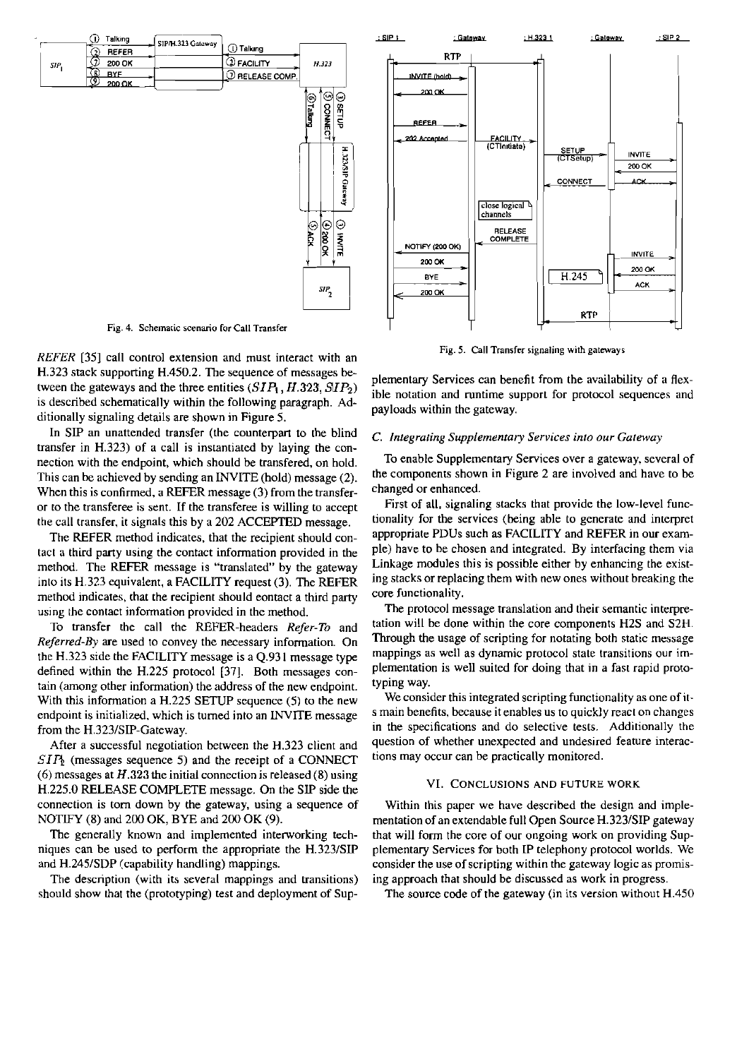Fig. 4. Schematic scenario for Call Transfer

Fig. 5. Call Transfer signaling with gateways

*REFER* [35] call control extension and must interact with an H.323 stack supporting H.450.2. The sequence of messages between the gateways and the three entities ($SIP_1, H.323, SIP_2$) is described schematically within the following paragraph. Additionally signaling details are shown in Figure 5.

In SIP an unattended transfer (the counterpart to the blind transfer in H.323) of a call is instantiated by laying the connection with the endpoint, which should be transfered, on hold. This can be achieved by sending an INVITE (hold) message (2). When this is confirmed, a REFER message (3) from the transferor to the transferee is sent. If the transferee is willing to accept the call transfer, it signals this by a 202 ACCEPTED message.

The REFER method indicates, that the recipient should contact a third party using the contact information provided in the method. The REFER message is "translated" by the gateway into its H.323 equivalent, a FACILITY request (3). The REFER method indicates, that the recipient should contact a third party using the contact information provided in the method.

To transfer the call the REFER-headers *Refer-To* and *Referred-By* are used to convey the necessary information. On the H.323 side the FACILITY message is a Q.931 message type defined within the H.225 protocol [37]. Both messages contain (among other information) the address of the new endpoint. With this information a H.225 SETUP sequence (5) to the new endpoint is initialized, which is turned into an INVITE message from the H.323/SIP-Gateway.

After a successful negotiation between the H.323 client and $SIP_2$ (messages sequence 5) and the receipt of a CONNECT (6) messages at $H.323$ the initial connection is released (8) using H.225.0 RELEASE COMPLETE message. On the SIP side the connection is torn down by the gateway, using a sequence of NOTIFY (8) and 200 OK, BYE and 200 OK (9).

The generally known and implemented interworking techniques can be used to perform the appropriate the H.323/SIP and H.245/SDP (capability handling) mappings.

The description (with its several mappings and transitions) should show that the (prototyping) test and deployment of Supplementary Services can benefit from the availability of a flexible notation and runtime support for protocol sequences and payloads within the gateway.

### C. Integrating Supplementary Services into our Gateway

To enable Supplementary Services over a gateway, several of the components shown in Figure 2 are involved and have to be changed or enhanced.

First of all, signaling stacks that provide the low-level functionality for the services (being able to generate and interpret appropriate PDUs such as FACILITY and REFER in our example) have to be chosen and integrated. By interfacing them via Linkage modules this is possible either by enhancing the existing stacks or replacing them with new ones without breaking the core functionality.

The protocol message translation and their semantic interpretation will be done within the core components H2S and S2H. Through the usage of scripting for notating both static message mappings as well as dynamic protocol state transitions our implementation is well suited for doing that in a fast rapid prototyping way.

We consider this integrated scripting functionality as one of its main benefits, because it enables us to quickly react on changes in the specifications and do selective tests. Additionally the question of whether unexpected and undesired feature interactions may occur can be practically monitored.

## VI. Conclusions and Future Work

Within this paper we have described the design and implementation of an extendable full Open Source H.323/SIP gateway that will form the core of our ongoing work on providing Supplementary Services for both IP telephony protocol worlds. We consider the use of scripting within the gateway logic as promising approach that should be discussed as work in progress.

The source code of the gateway (in its version without H.450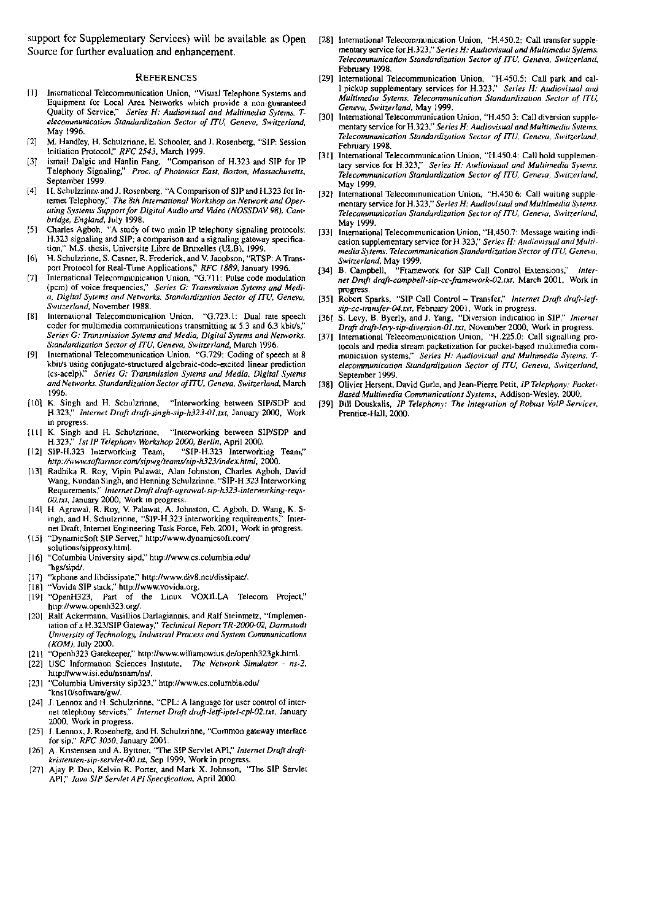support for Supplementary Services) will be available as Open Source for further evaluation and enhancement.

## REFERENCES

[1] International Telecommunication Union, "Visual Telephone Systems and Equipment for Local Area Networks which provide a non-guaranteed Quality of Service," *Series H: Audiovisual and Multimedia Sytems. Telecommunication Standardization Sector of ITU, Geneva, Switzerland*, May 1996.

[2] M. Handley, H. Schulzrinne, E. Schooler, and J. Rosenberg, "SIP: Session Initiation Protocol," *RFC 2543*, March 1999.

[3] Ismail Dalgic and Hanlin Fang, "Comparison of H.323 and SIP for IP Telephony Signaling," *Proc. of Photonics East, Boston, Massachusetts*, September 1999.

[4] H. Schulzrinne and J. Rosenberg, "A Comparison of SIP and H.323 for Internet Telephony," *The 8th International Workshop on Network and Operating Systems Support for Digital Audio and Video (NOSSDAV 98), Cambridge, England*, July 1998.

[5] Charles Agboh, "A study of two main IP telephony signaling protocols: H.323 signaling and SIP; a comparison and a signaling gateway specification," M.S. thesis, Universite Libre de Bruxelles (ULB), 1999.

[6] H. Schulzrinne, S. Casner, R. Frederick, and V. Jacobson, "RTSP: A Transport Protocol for Real-Time Applications," *RFC 1889*, January 1996.

[7] International Telecommunication Union, "G.711: Pulse code modulation (pcm) of voice frequencies," *Series G: Transmission Sytems and Media, Digital Sytems and Networks. Standardization Sector of ITU, Geneva, Switzerland*, November 1988.

[8] International Telecommunication Union, "G.723.1: Dual rate speech coder for multimedia communications transmitting at 5.3 and 6.3 kbit/s," *Series G: Transmission Sytems and Media, Digital Sytems and Networks. Standardization Sector of ITU, Geneva, Switzerland*, March 1996.

[9] International Telecommunication Union, "G.729: Coding of speech at 8 kbit/s using conjugate-structured algebraic-code-excited linear prediction (cs-acelp)," *Series G: Transmission Sytems and Media, Digital Sytems and Networks. Standardization Sector of ITU, Geneva, Switzerland*, March 1996.

[10] K. Singh and H. Schulzrinne, "Interworking between SIP/SDP and H.323," *Internet Draft draft-singh-sip-h323-01.txt*, January 2000, Work in progress.

[11] K. Singh and H. Schulzrinne, "Interworking between SIP/SDP and H.323," *1st IP Telephony Workshop 2000, Berlin*, April 2000.

[12] SIP-H.323 Interworking Team, "SIP-H.323 Interworking Team," *http://www.softarmor.com/sipwg/teams/sip-h323/index.html*, 2000.

[13] Radhika R. Roy, Vipin Palawat, Alan Johnston, Charles Agboh, David Wang, Kundan Singh, and Henning Schulzrinne, "SIP-H.323 Interworking Requirements," *Internet Draft draft-agrawal-sip-h323-interworking-reqs-00.txt*, January 2000, Work in progress.

[14] H. Agrawal, R. Roy, V. Palawat, A. Johnston, C. Agboh, D. Wang, K. Singh, and H. Schulzrinne, "SIP-H.323 interworking requirements," Internet Draft, Internet Engineering Task Force, Feb. 2001, Work in progress.

[15] "DynamicSoft SIP Server," http://www.dynamicsoft.com/solutions/sipproxy.html.

[16] "Columbia University sipd," http://www.cs.columbia.edu/~hgs/sipd/.

[17] "kphone and libdissipate," http://www.div8.net/dissipate/.

[18] "Vovida SIP stack," http://www.vovida.org.

[19] "OpenH323, Part of the Linux VOXILLA Telecom Project," http://www.openh323.org/.

[20] Ralf Ackermann, Vasillios Darlagiannis, and Ralf Steinmetz, "Implementation of a H.323/SIP Gateway," *Technical Report TR-2000-02, Darmstadt University of Technology, Industrial Process and System Communications (KOM)*, July 2000.

[21] "Openh323 Gatekeeper," http://www.willamowius.de/openh323gk.html.

[22] USC Information Sciences Institute, *The Network Simulator - ns-2*, http://www.isi.edu/nsnam/ns/.

[23] "Columbia University sip323," http://www.cs.columbia.edu/~kns10/software/gw/.

[24] J. Lennox and H. Schulzrinne, "CPL: A language for user control of internet telephony services," *Internet Draft draft-ietf-iptel-cpl-02.txt*, January 2000, Work in progress.

[25] J. Lennox, J. Rosenberg, and H. Schulzrinne, "Common gateway interface for sip," *RFC 3050*, January 2001.

[26] A. Kristensen and A. Byttner, "The SIP Servlet API," *Internet Draft draft-kristensen-sip-servlet-00.txt*, Sep 1999, Work in progress.

[27] Ajay P. Deo, Kelvin R. Porter, and Mark X. Johnson, "The SIP Servlet API," *Java SIP Servlet API Specification*, April 2000.

[28] International Telecommunication Union, "H.450.2: Call transfer supplementary service for H.323," *Series H: Audiovisual and Multimedia Sytems. Telecommunication Standardization Sector of ITU, Geneva, Switzerland*, February 1998.

[29] International Telecommunication Union, "H.450.5: Call park and call pickup supplementary services for H.323," *Series H: Audiovisual and Multimedia Sytems. Telecommunication Standardization Sector of ITU, Geneva, Switzerland*, May 1999.

[30] International Telecommunication Union, "H.450.3: Call diversion supplementary service for H.323," *Series H: Audiovisual and Multimedia Sytems. Telecommunication Standardization Sector of ITU, Geneva, Switzerland*, February 1998.

[31] International Telecommunication Union, "H.450.4: Call hold supplementary service for H.323," *Series H: Audiovisual and Multimedia Sytems. Telecommunication Standardization Sector of ITU, Geneva, Switzerland*, May 1999.

[32] International Telecommunication Union, "H.450.6: Call waiting supplementary service for H.323," *Series H: Audiovisual and Multimedia Sytems. Telecommunication Standardization Sector of ITU, Geneva, Switzerland*, May 1999.

[33] International Telecommunication Union, "H.450.7: Message waiting indication supplementary service for H.323," *Series H: Audiovisual and Multimedia Sytems. Telecommunication Standardization Sector of ITU, Geneva, Switzerland*, May 1999.

[34] B. Campbell, "Framework for SIP Call Control Extensions," *Internet Draft draft-campbell-sip-cc-framework-02.txt*, March 2001, Work in progress.

[35] Robert Sparks, "SIP Call Control – Transfer," *Internet Draft draft-ietf-sip-cc-transfer-04.txt*, February 2001, Work in progress.

[36] S. Levy, B. Byerly, and J. Yang, "Diversion indication in SIP," *Internet Draft draft-levy-sip-diversion-01.txt*, November 2000, Work in progress.

[37] International Telecommunication Union, "H.225.0: Call signalling protocols and media stream packetization for packet-based multimedia communication systems," *Series H: Audiovisual and Multimedia Sytems. Telecommunication Standardization Sector of ITU, Geneva, Switzerland*, September 1999.

[38] Olivier Hersent, David Gurle, and Jean-Pierre Petit, *IP Telephony: Packet-Based Multimedia Communications Systems*, Addison-Wesley, 2000.

[39] Bill Douskalis, *IP Telephony: The Integration of Robust VoIP Services*, Prentice-Hall, 2000.